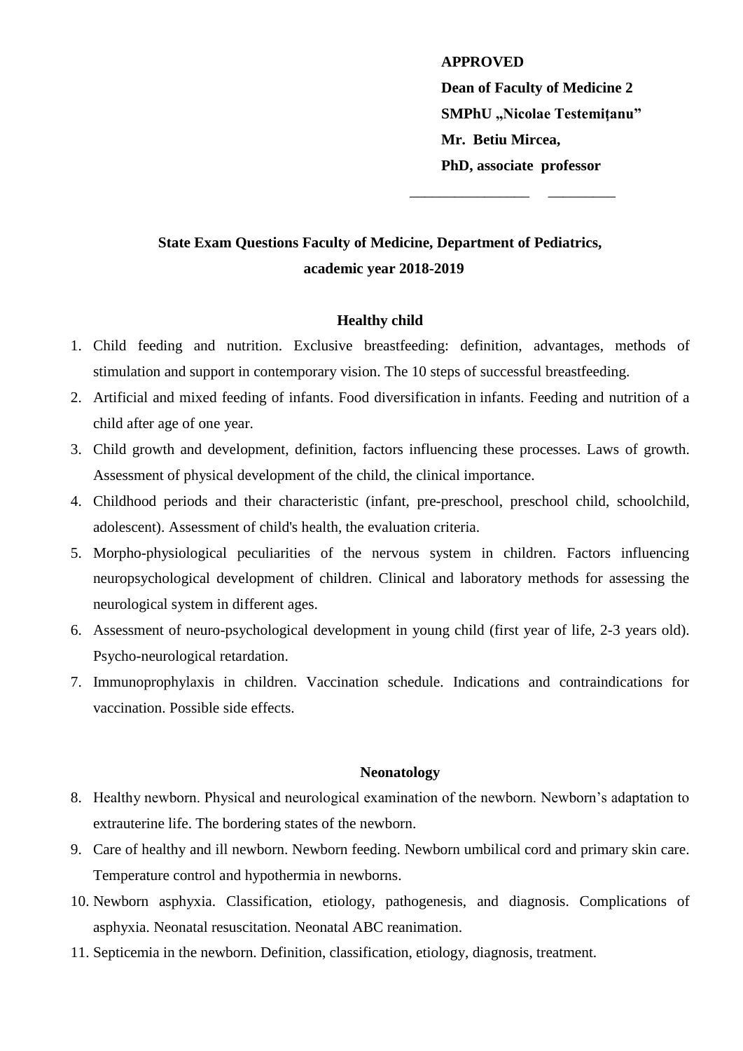**APPROVED**

**Dean of Faculty of Medicine 2**

**SMPhU „Nicolae Testemițanu”**

**Mr. Betiu Mircea,**

**PhD, associate professor**

_______________ _________

## State Exam Questions Faculty of Medicine, Department of Pediatrics, academic year 2018-2019

### Healthy child

1. Child feeding and nutrition. Exclusive breastfeeding: definition, advantages, methods of stimulation and support in contemporary vision. The 10 steps of successful breastfeeding.
2. Artificial and mixed feeding of infants. Food diversification in infants. Feeding and nutrition of a child after age of one year.
3. Child growth and development, definition, factors influencing these processes. Laws of growth. Assessment of physical development of the child, the clinical importance.
4. Childhood periods and their characteristic (infant, pre-preschool, preschool child, schoolchild, adolescent). Assessment of child's health, the evaluation criteria.
5. Morpho-physiological peculiarities of the nervous system in children. Factors influencing neuropsychological development of children. Clinical and laboratory methods for assessing the neurological system in different ages.
6. Assessment of neuro-psychological development in young child (first year of life, 2-3 years old). Psycho-neurological retardation.
7. Immunoprophylaxis in children. Vaccination schedule. Indications and contraindications for vaccination. Possible side effects.

### Neonatology

8. Healthy newborn. Physical and neurological examination of the newborn. Newborn's adaptation to extrauterine life. The bordering states of the newborn.
9. Care of healthy and ill newborn. Newborn feeding. Newborn umbilical cord and primary skin care. Temperature control and hypothermia in newborns.
10. Newborn asphyxia. Classification, etiology, pathogenesis, and diagnosis. Complications of asphyxia. Neonatal resuscitation. Neonatal ABC reanimation.
11. Septicemia in the newborn. Definition, classification, etiology, diagnosis, treatment.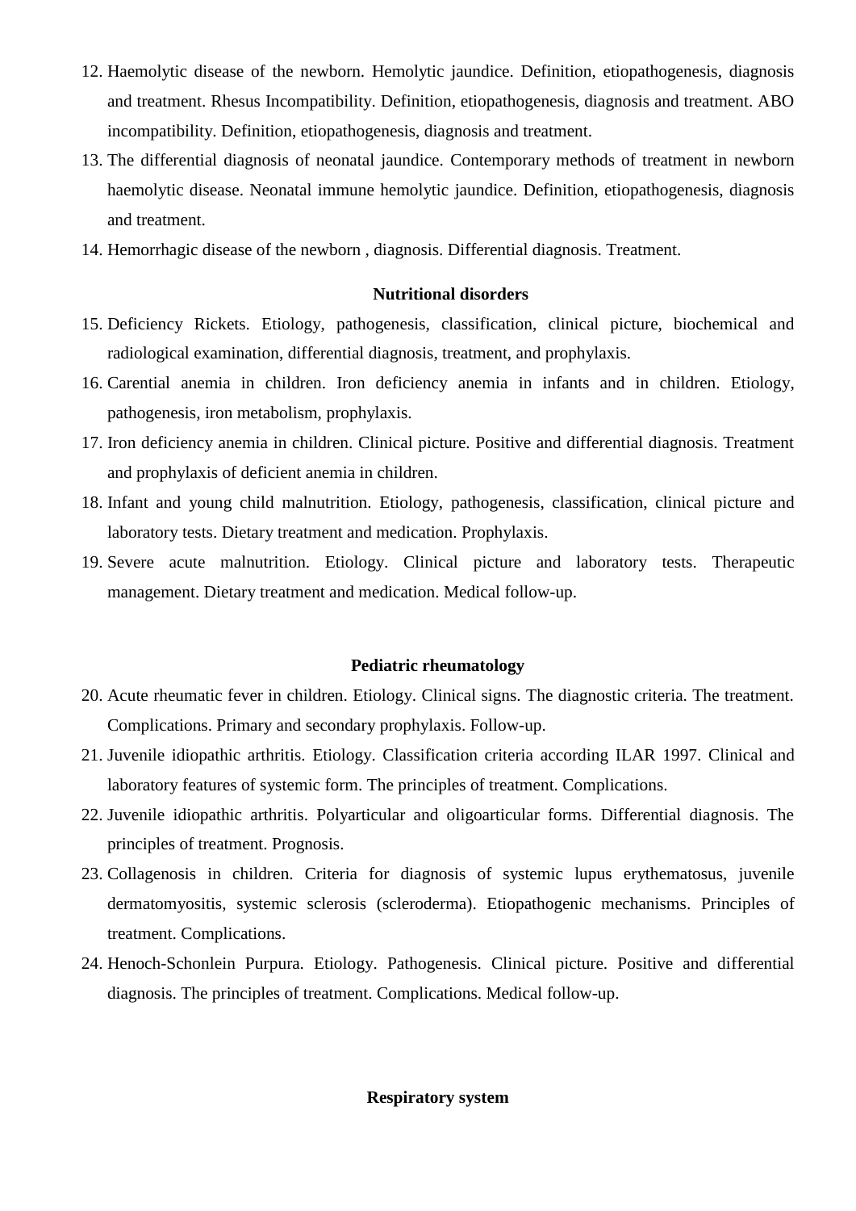12. Haemolytic disease of the newborn. Hemolytic jaundice. Definition, etiopathogenesis, diagnosis and treatment. Rhesus Incompatibility. Definition, etiopathogenesis, diagnosis and treatment. ABO incompatibility. Definition, etiopathogenesis, diagnosis and treatment.
13. The differential diagnosis of neonatal jaundice. Contemporary methods of treatment in newborn haemolytic disease. Neonatal immune hemolytic jaundice. Definition, etiopathogenesis, diagnosis and treatment.
14. Hemorrhagic disease of the newborn , diagnosis. Differential diagnosis. Treatment.

**Nutritional disorders**

15. Deficiency Rickets. Etiology, pathogenesis, classification, clinical picture, biochemical and radiological examination, differential diagnosis, treatment, and prophylaxis.
16. Carential anemia in children. Iron deficiency anemia in infants and in children. Etiology, pathogenesis, iron metabolism, prophylaxis.
17. Iron deficiency anemia in children. Clinical picture. Positive and differential diagnosis. Treatment and prophylaxis of deficient anemia in children.
18. Infant and young child malnutrition. Etiology, pathogenesis, classification, clinical picture and laboratory tests. Dietary treatment and medication. Prophylaxis.
19. Severe acute malnutrition. Etiology. Clinical picture and laboratory tests. Therapeutic management. Dietary treatment and medication. Medical follow-up.

**Pediatric rheumatology**

20. Acute rheumatic fever in children. Etiology. Clinical signs. The diagnostic criteria. The treatment. Complications. Primary and secondary prophylaxis. Follow-up.
21. Juvenile idiopathic arthritis. Etiology. Classification criteria according ILAR 1997. Clinical and laboratory features of systemic form. The principles of treatment. Complications.
22. Juvenile idiopathic arthritis. Polyarticular and oligoarticular forms. Differential diagnosis. The principles of treatment. Prognosis.
23. Collagenosis in children. Criteria for diagnosis of systemic lupus erythematosus, juvenile dermatomyositis, systemic sclerosis (scleroderma). Etiopathogenic mechanisms. Principles of treatment. Complications.
24. Henoch-Schonlein Purpura. Etiology. Pathogenesis. Clinical picture. Positive and differential diagnosis. The principles of treatment. Complications. Medical follow-up.

**Respiratory system**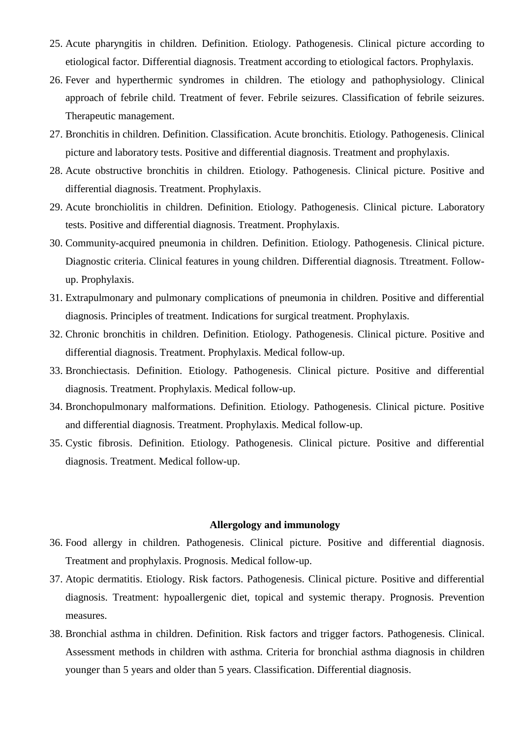25. Acute pharyngitis in children. Definition. Etiology. Pathogenesis. Clinical picture according to etiological factor. Differential diagnosis. Treatment according to etiological factors. Prophylaxis.
26. Fever and hyperthermic syndromes in children. The etiology and pathophysiology. Clinical approach of febrile child. Treatment of fever. Febrile seizures. Classification of febrile seizures. Therapeutic management.
27. Bronchitis in children. Definition. Classification. Acute bronchitis. Etiology. Pathogenesis. Clinical picture and laboratory tests. Positive and differential diagnosis. Treatment and prophylaxis.
28. Acute obstructive bronchitis in children. Etiology. Pathogenesis. Clinical picture. Positive and differential diagnosis. Treatment. Prophylaxis.
29. Acute bronchiolitis in children. Definition. Etiology. Pathogenesis. Clinical picture. Laboratory tests. Positive and differential diagnosis. Treatment. Prophylaxis.
30. Community-acquired pneumonia in children. Definition. Etiology. Pathogenesis. Clinical picture. Diagnostic criteria. Clinical features in young children. Differential diagnosis. Ttreatment. Follow-up. Prophylaxis.
31. Extrapulmonary and pulmonary complications of pneumonia in children. Positive and differential diagnosis. Principles of treatment. Indications for surgical treatment. Prophylaxis.
32. Chronic bronchitis in children. Definition. Etiology. Pathogenesis. Clinical picture. Positive and differential diagnosis. Treatment. Prophylaxis. Medical follow-up.
33. Bronchiectasis. Definition. Etiology. Pathogenesis. Clinical picture. Positive and differential diagnosis. Treatment. Prophylaxis. Medical follow-up.
34. Bronchopulmonary malformations. Definition. Etiology. Pathogenesis. Clinical picture. Positive and differential diagnosis. Treatment. Prophylaxis. Medical follow-up.
35. Cystic fibrosis. Definition. Etiology. Pathogenesis. Clinical picture. Positive and differential diagnosis. Treatment. Medical follow-up.

**Allergology and immunology**

36. Food allergy in children. Pathogenesis. Clinical picture. Positive and differential diagnosis. Treatment and prophylaxis. Prognosis. Medical follow-up.
37. Atopic dermatitis. Etiology. Risk factors. Pathogenesis. Clinical picture. Positive and differential diagnosis. Treatment: hypoallergenic diet, topical and systemic therapy. Prognosis. Prevention measures.
38. Bronchial asthma in children. Definition. Risk factors and trigger factors. Pathogenesis. Clinical. Assessment methods in children with asthma. Criteria for bronchial asthma diagnosis in children younger than 5 years and older than 5 years. Classification. Differential diagnosis.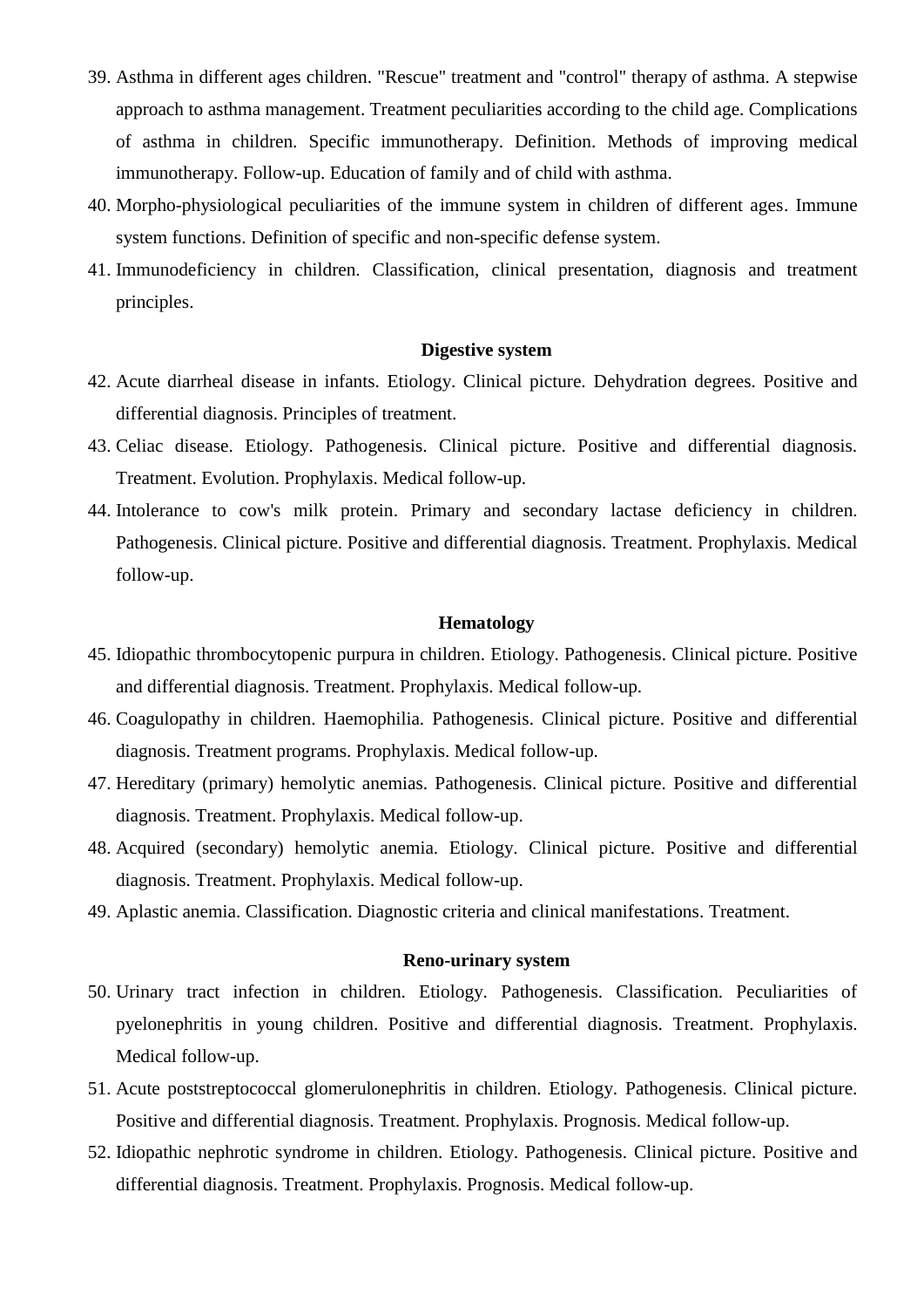39. Asthma in different ages children. "Rescue" treatment and "control" therapy of asthma. A stepwise approach to asthma management. Treatment peculiarities according to the child age. Complications of asthma in children. Specific immunotherapy. Definition. Methods of improving medical immunotherapy. Follow-up. Education of family and of child with asthma.
40. Morpho-physiological peculiarities of the immune system in children of different ages. Immune system functions. Definition of specific and non-specific defense system.
41. Immunodeficiency in children. Classification, clinical presentation, diagnosis and treatment principles.

**Digestive system**

42. Acute diarrheal disease in infants. Etiology. Clinical picture. Dehydration degrees. Positive and differential diagnosis. Principles of treatment.
43. Celiac disease. Etiology. Pathogenesis. Clinical picture. Positive and differential diagnosis. Treatment. Evolution. Prophylaxis. Medical follow-up.
44. Intolerance to cow's milk protein. Primary and secondary lactase deficiency in children. Pathogenesis. Clinical picture. Positive and differential diagnosis. Treatment. Prophylaxis. Medical follow-up.

**Hematology**

45. Idiopathic thrombocytopenic purpura in children. Etiology. Pathogenesis. Clinical picture. Positive and differential diagnosis. Treatment. Prophylaxis. Medical follow-up.
46. Coagulopathy in children. Haemophilia. Pathogenesis. Clinical picture. Positive and differential diagnosis. Treatment programs. Prophylaxis. Medical follow-up.
47. Hereditary (primary) hemolytic anemias. Pathogenesis. Clinical picture. Positive and differential diagnosis. Treatment. Prophylaxis. Medical follow-up.
48. Acquired (secondary) hemolytic anemia. Etiology. Clinical picture. Positive and differential diagnosis. Treatment. Prophylaxis. Medical follow-up.
49. Aplastic anemia. Classification. Diagnostic criteria and clinical manifestations. Treatment.

**Reno-urinary system**

50. Urinary tract infection in children. Etiology. Pathogenesis. Classification. Peculiarities of pyelonephritis in young children. Positive and differential diagnosis. Treatment. Prophylaxis. Medical follow-up.
51. Acute poststreptococcal glomerulonephritis in children. Etiology. Pathogenesis. Clinical picture. Positive and differential diagnosis. Treatment. Prophylaxis. Prognosis. Medical follow-up.
52. Idiopathic nephrotic syndrome in children. Etiology. Pathogenesis. Clinical picture. Positive and differential diagnosis. Treatment. Prophylaxis. Prognosis. Medical follow-up.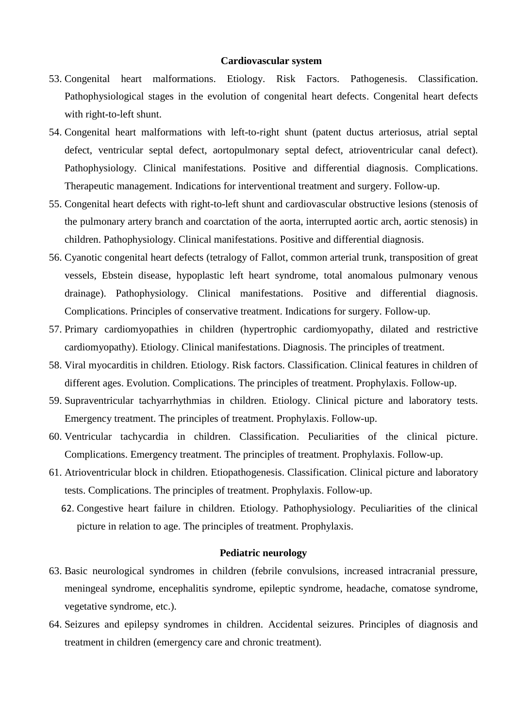**Cardiovascular system**

53. Congenital heart malformations. Etiology. Risk Factors. Pathogenesis. Classification. Pathophysiological stages in the evolution of congenital heart defects. Congenital heart defects with right-to-left shunt.
54. Congenital heart malformations with left-to-right shunt (patent ductus arteriosus, atrial septal defect, ventricular septal defect, aortopulmonary septal defect, atrioventricular canal defect). Pathophysiology. Clinical manifestations. Positive and differential diagnosis. Complications. Therapeutic management. Indications for interventional treatment and surgery. Follow-up.
55. Congenital heart defects with right-to-left shunt and cardiovascular obstructive lesions (stenosis of the pulmonary artery branch and coarctation of the aorta, interrupted aortic arch, aortic stenosis) in children. Pathophysiology. Clinical manifestations. Positive and differential diagnosis.
56. Cyanotic congenital heart defects (tetralogy of Fallot, common arterial trunk, transposition of great vessels, Ebstein disease, hypoplastic left heart syndrome, total anomalous pulmonary venous drainage). Pathophysiology. Clinical manifestations. Positive and differential diagnosis. Complications. Principles of conservative treatment. Indications for surgery. Follow-up.
57. Primary cardiomyopathies in children (hypertrophic cardiomyopathy, dilated and restrictive cardiomyopathy). Etiology. Clinical manifestations. Diagnosis. The principles of treatment.
58. Viral myocarditis in children. Etiology. Risk factors. Classification. Clinical features in children of different ages. Evolution. Complications. The principles of treatment. Prophylaxis. Follow-up.
59. Supraventricular tachyarrhythmias in children. Etiology. Clinical picture and laboratory tests. Emergency treatment. The principles of treatment. Prophylaxis. Follow-up.
60. Ventricular tachycardia in children. Classification. Peculiarities of the clinical picture. Complications. Emergency treatment. The principles of treatment. Prophylaxis. Follow-up.
61. Atrioventricular block in children. Etiopathogenesis. Classification. Clinical picture and laboratory tests. Complications. The principles of treatment. Prophylaxis. Follow-up.
62. Congestive heart failure in children. Etiology. Pathophysiology. Peculiarities of the clinical picture in relation to age. The principles of treatment. Prophylaxis.

**Pediatric neurology**

63. Basic neurological syndromes in children (febrile convulsions, increased intracranial pressure, meningeal syndrome, encephalitis syndrome, epileptic syndrome, headache, comatose syndrome, vegetative syndrome, etc.).
64. Seizures and epilepsy syndromes in children. Accidental seizures. Principles of diagnosis and treatment in children (emergency care and chronic treatment).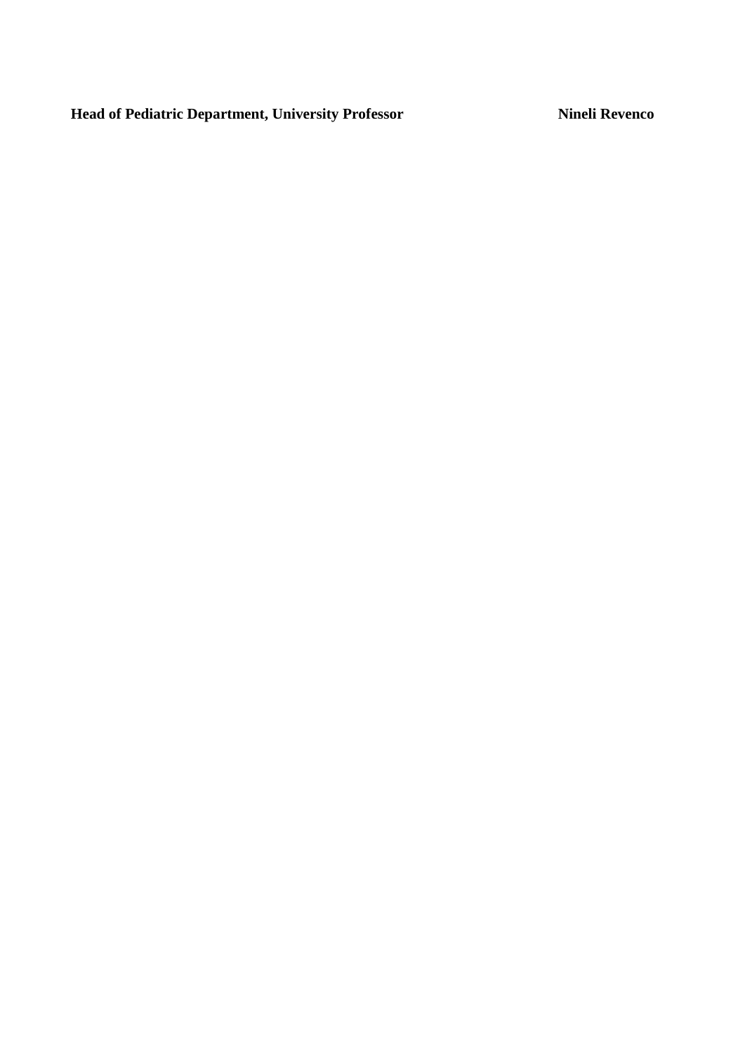**Head of Pediatric Department, University Professor** **Nineli Revenco**